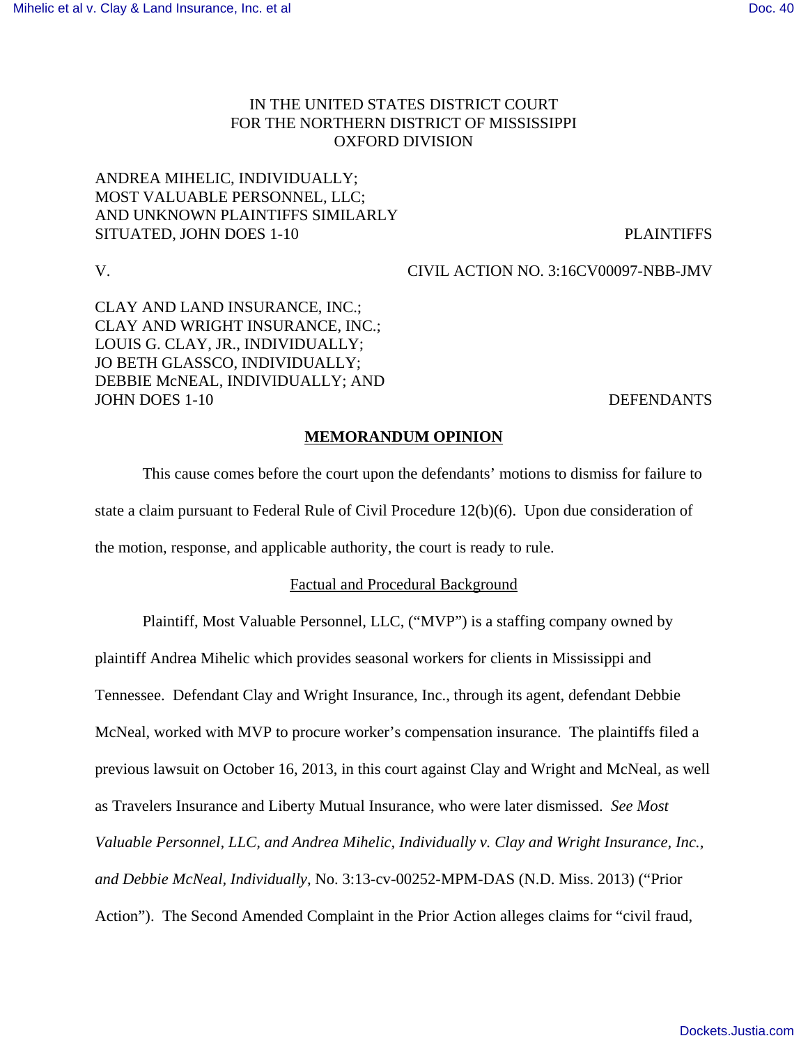IN THE UNITED STATES DISTRICT COURT
FOR THE NORTHERN DISTRICT OF MISSISSIPPI
OXFORD DIVISION

ANDREA MIHELIC, INDIVIDUALLY;
MOST VALUABLE PERSONNEL, LLC;
AND UNKNOWN PLAINTIFFS SIMILARLY
SITUATED, JOHN DOES 1-10 PLAINTIFFS

V. CIVIL ACTION NO. 3:16CV00097-NBB-JMV

CLAY AND LAND INSURANCE, INC.;
CLAY AND WRIGHT INSURANCE, INC.;
LOUIS G. CLAY, JR., INDIVIDUALLY;
JO BETH GLASSCO, INDIVIDUALLY;
DEBBIE McNEAL, INDIVIDUALLY; AND
JOHN DOES 1-10 DEFENDANTS

## MEMORANDUM OPINION

This cause comes before the court upon the defendants' motions to dismiss for failure to state a claim pursuant to Federal Rule of Civil Procedure 12(b)(6). Upon due consideration of the motion, response, and applicable authority, the court is ready to rule.

### Factual and Procedural Background

Plaintiff, Most Valuable Personnel, LLC, ("MVP") is a staffing company owned by plaintiff Andrea Mihelic which provides seasonal workers for clients in Mississippi and Tennessee. Defendant Clay and Wright Insurance, Inc., through its agent, defendant Debbie McNeal, worked with MVP to procure worker's compensation insurance. The plaintiffs filed a previous lawsuit on October 16, 2013, in this court against Clay and Wright and McNeal, as well as Travelers Insurance and Liberty Mutual Insurance, who were later dismissed. *See Most Valuable Personnel, LLC, and Andrea Mihelic, Individually v. Clay and Wright Insurance, Inc., and Debbie McNeal, Individually*, No. 3:13-cv-00252-MPM-DAS (N.D. Miss. 2013) ("Prior Action"). The Second Amended Complaint in the Prior Action alleges claims for "civil fraud,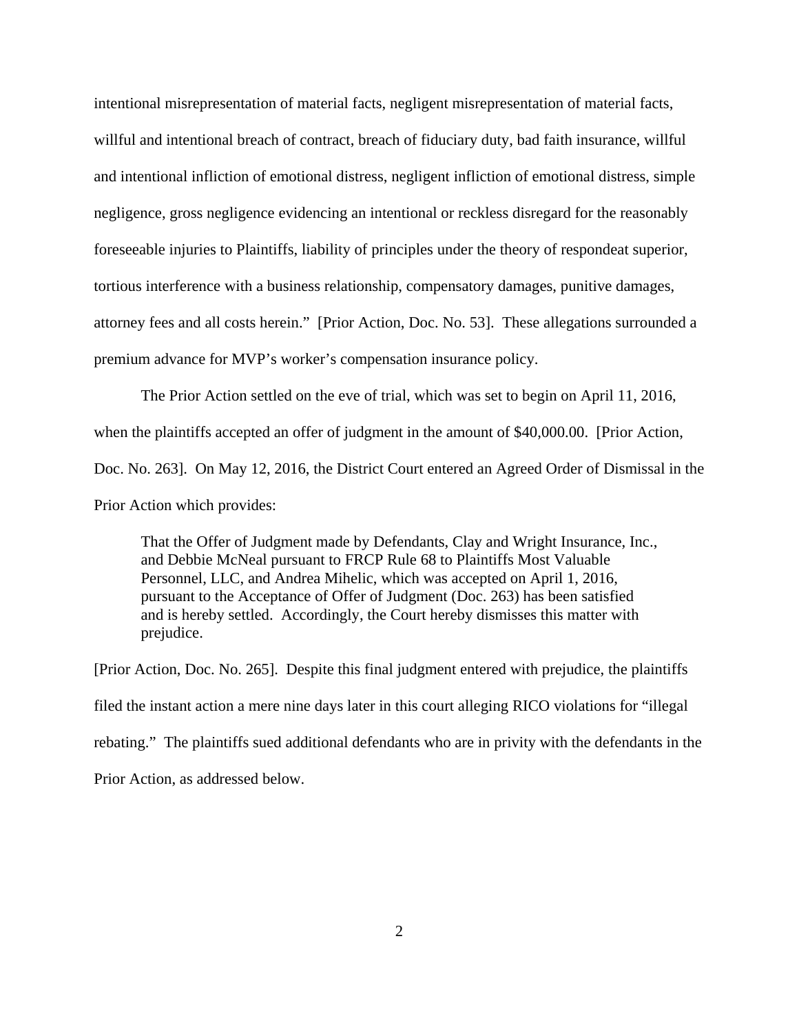intentional misrepresentation of material facts, negligent misrepresentation of material facts, willful and intentional breach of contract, breach of fiduciary duty, bad faith insurance, willful and intentional infliction of emotional distress, negligent infliction of emotional distress, simple negligence, gross negligence evidencing an intentional or reckless disregard for the reasonably foreseeable injuries to Plaintiffs, liability of principles under the theory of respondeat superior, tortious interference with a business relationship, compensatory damages, punitive damages, attorney fees and all costs herein." [Prior Action, Doc. No. 53]. These allegations surrounded a premium advance for MVP's worker's compensation insurance policy.

The Prior Action settled on the eve of trial, which was set to begin on April 11, 2016, when the plaintiffs accepted an offer of judgment in the amount of $40,000.00. [Prior Action, Doc. No. 263]. On May 12, 2016, the District Court entered an Agreed Order of Dismissal in the Prior Action which provides:

> That the Offer of Judgment made by Defendants, Clay and Wright Insurance, Inc., and Debbie McNeal pursuant to FRCP Rule 68 to Plaintiffs Most Valuable Personnel, LLC, and Andrea Mihelic, which was accepted on April 1, 2016, pursuant to the Acceptance of Offer of Judgment (Doc. 263) has been satisfied and is hereby settled. Accordingly, the Court hereby dismisses this matter with prejudice.

[Prior Action, Doc. No. 265]. Despite this final judgment entered with prejudice, the plaintiffs filed the instant action a mere nine days later in this court alleging RICO violations for "illegal rebating." The plaintiffs sued additional defendants who are in privity with the defendants in the Prior Action, as addressed below.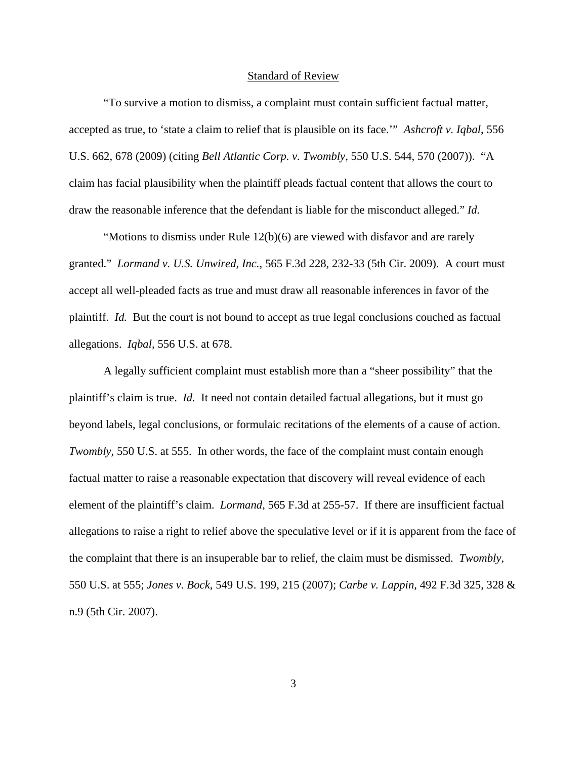<u>Standard of Review</u>

"To survive a motion to dismiss, a complaint must contain sufficient factual matter, accepted as true, to 'state a claim to relief that is plausible on its face.'" *Ashcroft v. Iqbal*, 556 U.S. 662, 678 (2009) (citing *Bell Atlantic Corp. v. Twombly*, 550 U.S. 544, 570 (2007)). "A claim has facial plausibility when the plaintiff pleads factual content that allows the court to draw the reasonable inference that the defendant is liable for the misconduct alleged." *Id.*

"Motions to dismiss under Rule 12(b)(6) are viewed with disfavor and are rarely granted." *Lormand v. U.S. Unwired, Inc.*, 565 F.3d 228, 232-33 (5th Cir. 2009). A court must accept all well-pleaded facts as true and must draw all reasonable inferences in favor of the plaintiff. *Id.* But the court is not bound to accept as true legal conclusions couched as factual allegations. *Iqbal*, 556 U.S. at 678.

A legally sufficient complaint must establish more than a "sheer possibility" that the plaintiff's claim is true. *Id.* It need not contain detailed factual allegations, but it must go beyond labels, legal conclusions, or formulaic recitations of the elements of a cause of action. *Twombly*, 550 U.S. at 555. In other words, the face of the complaint must contain enough factual matter to raise a reasonable expectation that discovery will reveal evidence of each element of the plaintiff's claim. *Lormand*, 565 F.3d at 255-57. If there are insufficient factual allegations to raise a right to relief above the speculative level or if it is apparent from the face of the complaint that there is an insuperable bar to relief, the claim must be dismissed. *Twombly*, 550 U.S. at 555; *Jones v. Bock*, 549 U.S. 199, 215 (2007); *Carbe v. Lappin*, 492 F.3d 325, 328 & n.9 (5th Cir. 2007).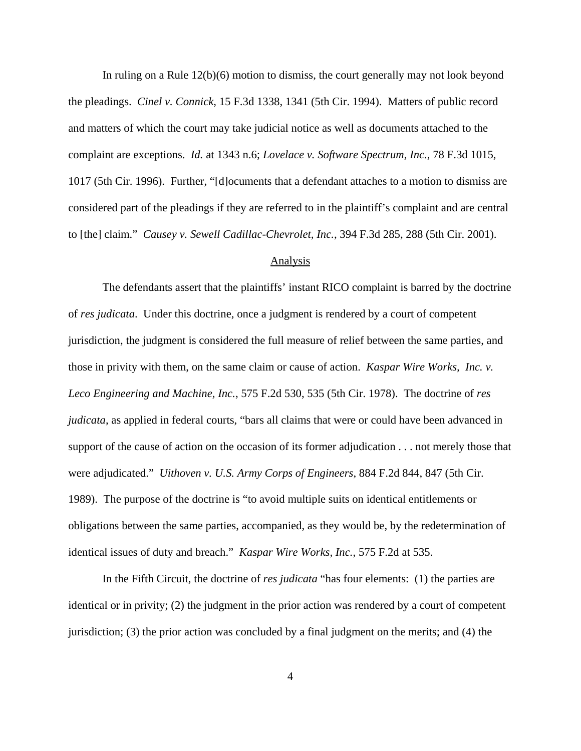In ruling on a Rule 12(b)(6) motion to dismiss, the court generally may not look beyond the pleadings. *Cinel v. Connick*, 15 F.3d 1338, 1341 (5th Cir. 1994). Matters of public record and matters of which the court may take judicial notice as well as documents attached to the complaint are exceptions. *Id.* at 1343 n.6; *Lovelace v. Software Spectrum, Inc.*, 78 F.3d 1015, 1017 (5th Cir. 1996). Further, "[d]ocuments that a defendant attaches to a motion to dismiss are considered part of the pleadings if they are referred to in the plaintiff's complaint and are central to [the] claim." *Causey v. Sewell Cadillac-Chevrolet, Inc.*, 394 F.3d 285, 288 (5th Cir. 2001).

## Analysis

The defendants assert that the plaintiffs' instant RICO complaint is barred by the doctrine of *res judicata*. Under this doctrine, once a judgment is rendered by a court of competent jurisdiction, the judgment is considered the full measure of relief between the same parties, and those in privity with them, on the same claim or cause of action. *Kaspar Wire Works, Inc. v. Leco Engineering and Machine, Inc.*, 575 F.2d 530, 535 (5th Cir. 1978). The doctrine of *res judicata*, as applied in federal courts, "bars all claims that were or could have been advanced in support of the cause of action on the occasion of its former adjudication . . . not merely those that were adjudicated." *Uithoven v. U.S. Army Corps of Engineers*, 884 F.2d 844, 847 (5th Cir. 1989). The purpose of the doctrine is "to avoid multiple suits on identical entitlements or obligations between the same parties, accompanied, as they would be, by the redetermination of identical issues of duty and breach." *Kaspar Wire Works, Inc.*, 575 F.2d at 535.

In the Fifth Circuit, the doctrine of *res judicata* "has four elements: (1) the parties are identical or in privity; (2) the judgment in the prior action was rendered by a court of competent jurisdiction; (3) the prior action was concluded by a final judgment on the merits; and (4) the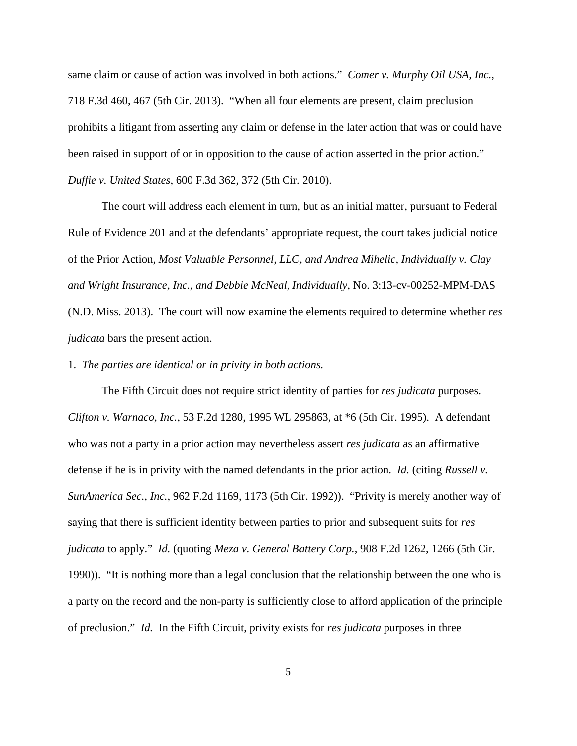same claim or cause of action was involved in both actions." *Comer v. Murphy Oil USA, Inc.*, 718 F.3d 460, 467 (5th Cir. 2013). "When all four elements are present, claim preclusion prohibits a litigant from asserting any claim or defense in the later action that was or could have been raised in support of or in opposition to the cause of action asserted in the prior action." *Duffie v. United States*, 600 F.3d 362, 372 (5th Cir. 2010).

The court will address each element in turn, but as an initial matter, pursuant to Federal Rule of Evidence 201 and at the defendants' appropriate request, the court takes judicial notice of the Prior Action, *Most Valuable Personnel, LLC, and Andrea Mihelic, Individually v. Clay and Wright Insurance, Inc., and Debbie McNeal, Individually*, No. 3:13-cv-00252-MPM-DAS (N.D. Miss. 2013). The court will now examine the elements required to determine whether *res judicata* bars the present action.

1. *The parties are identical or in privity in both actions.*

The Fifth Circuit does not require strict identity of parties for *res judicata* purposes. *Clifton v. Warnaco, Inc.*, 53 F.2d 1280, 1995 WL 295863, at *6 (5th Cir. 1995). A defendant who was not a party in a prior action may nevertheless assert *res judicata* as an affirmative defense if he is in privity with the named defendants in the prior action. *Id.* (citing *Russell v. SunAmerica Sec., Inc.*, 962 F.2d 1169, 1173 (5th Cir. 1992)). "Privity is merely another way of saying that there is sufficient identity between parties to prior and subsequent suits for *res judicata* to apply." *Id.* (quoting *Meza v. General Battery Corp.*, 908 F.2d 1262, 1266 (5th Cir. 1990)). "It is nothing more than a legal conclusion that the relationship between the one who is a party on the record and the non-party is sufficiently close to afford application of the principle of preclusion." *Id.* In the Fifth Circuit, privity exists for *res judicata* purposes in three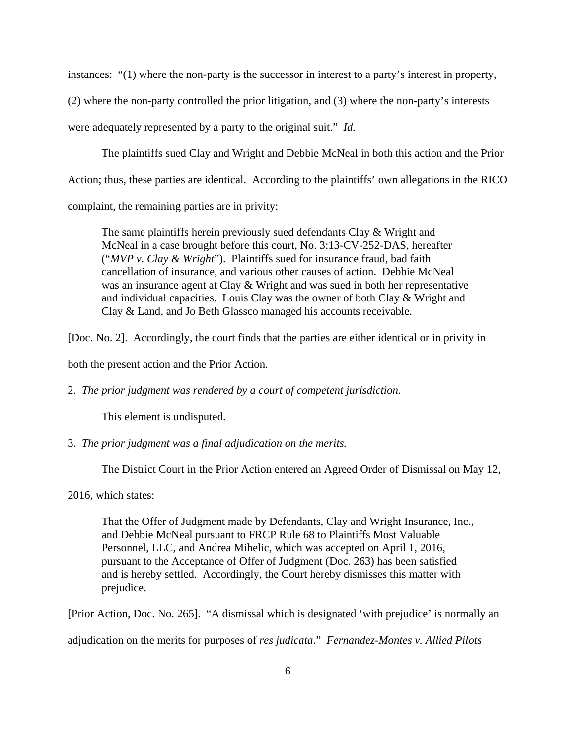instances: "(1) where the non-party is the successor in interest to a party's interest in property, (2) where the non-party controlled the prior litigation, and (3) where the non-party's interests were adequately represented by a party to the original suit." *Id.*

The plaintiffs sued Clay and Wright and Debbie McNeal in both this action and the Prior Action; thus, these parties are identical. According to the plaintiffs' own allegations in the RICO complaint, the remaining parties are in privity:

> The same plaintiffs herein previously sued defendants Clay & Wright and McNeal in a case brought before this court, No. 3:13-CV-252-DAS, hereafter ("*MVP v. Clay & Wright*"). Plaintiffs sued for insurance fraud, bad faith cancellation of insurance, and various other causes of action. Debbie McNeal was an insurance agent at Clay & Wright and was sued in both her representative and individual capacities. Louis Clay was the owner of both Clay & Wright and Clay & Land, and Jo Beth Glassco managed his accounts receivable.

[Doc. No. 2]. Accordingly, the court finds that the parties are either identical or in privity in both the present action and the Prior Action.

2. *The prior judgment was rendered by a court of competent jurisdiction.*

This element is undisputed.

3. *The prior judgment was a final adjudication on the merits.*

The District Court in the Prior Action entered an Agreed Order of Dismissal on May 12, 2016, which states:

> That the Offer of Judgment made by Defendants, Clay and Wright Insurance, Inc., and Debbie McNeal pursuant to FRCP Rule 68 to Plaintiffs Most Valuable Personnel, LLC, and Andrea Mihelic, which was accepted on April 1, 2016, pursuant to the Acceptance of Offer of Judgment (Doc. 263) has been satisfied and is hereby settled. Accordingly, the Court hereby dismisses this matter with prejudice.

[Prior Action, Doc. No. 265]. "A dismissal which is designated 'with prejudice' is normally an adjudication on the merits for purposes of *res judicata*." *Fernandez-Montes v. Allied Pilots*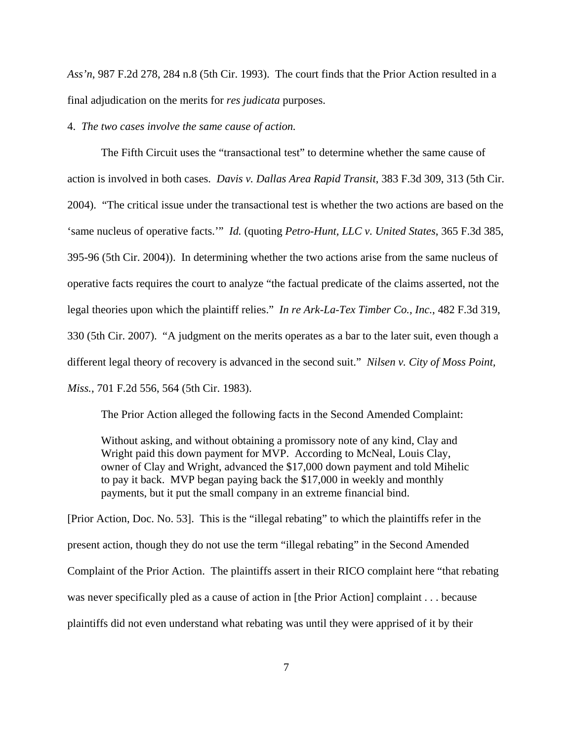*Ass'n*, 987 F.2d 278, 284 n.8 (5th Cir. 1993). The court finds that the Prior Action resulted in a final adjudication on the merits for *res judicata* purposes.

4. *The two cases involve the same cause of action.*

The Fifth Circuit uses the "transactional test" to determine whether the same cause of action is involved in both cases. *Davis v. Dallas Area Rapid Transit*, 383 F.3d 309, 313 (5th Cir. 2004). "The critical issue under the transactional test is whether the two actions are based on the 'same nucleus of operative facts.'" *Id.* (quoting *Petro-Hunt, LLC v. United States*, 365 F.3d 385, 395-96 (5th Cir. 2004)). In determining whether the two actions arise from the same nucleus of operative facts requires the court to analyze "the factual predicate of the claims asserted, not the legal theories upon which the plaintiff relies." *In re Ark-La-Tex Timber Co., Inc.*, 482 F.3d 319, 330 (5th Cir. 2007). "A judgment on the merits operates as a bar to the later suit, even though a different legal theory of recovery is advanced in the second suit." *Nilsen v. City of Moss Point, Miss.*, 701 F.2d 556, 564 (5th Cir. 1983).

The Prior Action alleged the following facts in the Second Amended Complaint:

> Without asking, and without obtaining a promissory note of any kind, Clay and Wright paid this down payment for MVP. According to McNeal, Louis Clay, owner of Clay and Wright, advanced the $17,000 down payment and told Mihelic to pay it back. MVP began paying back the $17,000 in weekly and monthly payments, but it put the small company in an extreme financial bind.

[Prior Action, Doc. No. 53]. This is the "illegal rebating" to which the plaintiffs refer in the present action, though they do not use the term "illegal rebating" in the Second Amended Complaint of the Prior Action. The plaintiffs assert in their RICO complaint here "that rebating was never specifically pled as a cause of action in [the Prior Action] complaint . . . because plaintiffs did not even understand what rebating was until they were apprised of it by their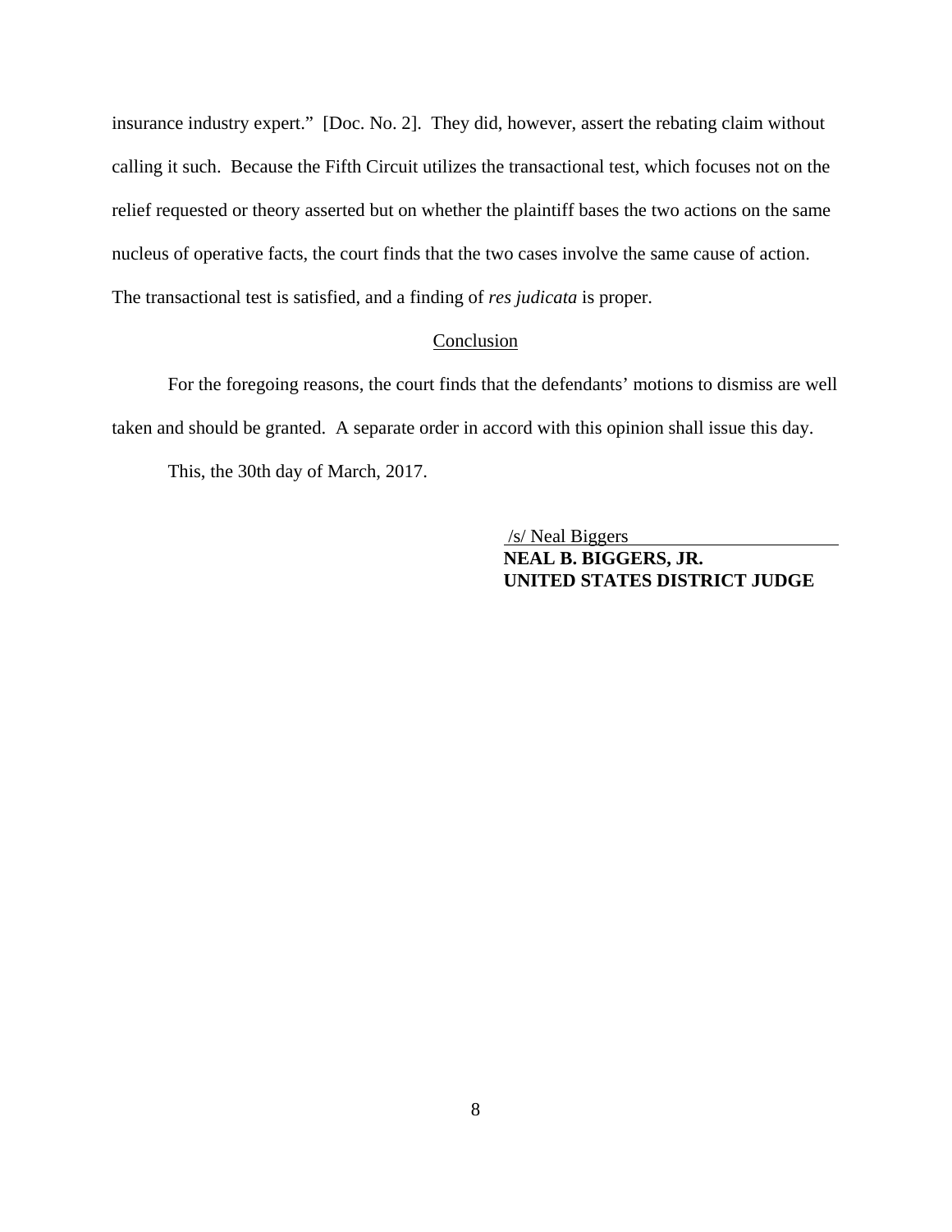insurance industry expert." [Doc. No. 2]. They did, however, assert the rebating claim without calling it such. Because the Fifth Circuit utilizes the transactional test, which focuses not on the relief requested or theory asserted but on whether the plaintiff bases the two actions on the same nucleus of operative facts, the court finds that the two cases involve the same cause of action. The transactional test is satisfied, and a finding of *res judicata* is proper.

## Conclusion

For the foregoing reasons, the court finds that the defendants' motions to dismiss are well taken and should be granted. A separate order in accord with this opinion shall issue this day.

This, the 30th day of March, 2017.

/s/ Neal Biggers
**NEAL B. BIGGERS, JR.**
**UNITED STATES DISTRICT JUDGE**